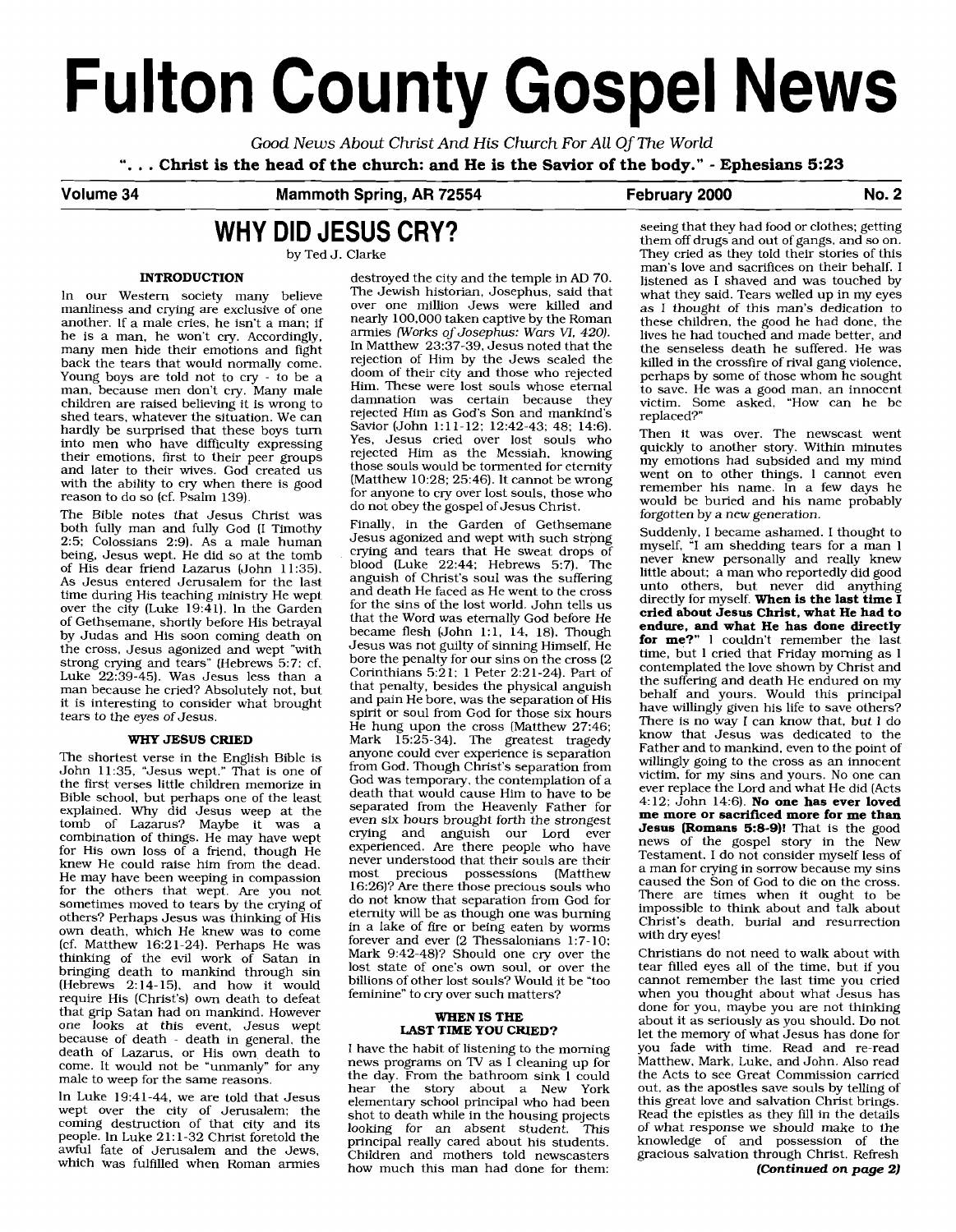# Fulton County Gospel News

*Good News About Christ And His Church For All Of The World*

**". . . Christ is the head of the church: and He is the Savior of the body." - Ephesians 5:23**

**Volume 34** | **Mammoth Spring, AR 72554** | **February 2000** | **No. 2**

## WHY DID JESUS CRY?

by Ted J. Clarke

### INTRODUCTION

In our Western society many believe manliness and crying are exclusive of one another. If a male cries, he isn't a man; if he is a man, he won't cry. Accordingly, many men hide their emotions and fight back the tears that would normally come. Young boys are told not to cry - to be a man, because men don't cry. Many male children are raised believing it is wrong to shed tears, whatever the situation. We can hardly be surprised that these boys turn into men who have difficulty expressing their emotions, first to their peer groups and later to their wives. God created us with the ability to cry when there is good reason to do so (cf. Psalm 139).

The Bible notes that Jesus Christ was both fully man and fully God (I Timothy 2:5; Colossians 2:9). As a male human being, Jesus wept. He did so at the tomb of His dear friend Lazarus (John 11:35). As Jesus entered Jerusalem for the last time during His teaching ministry He wept over the city (Luke 19:41). In the Garden of Gethsemane, shortly before His betrayal by Judas and His soon coming death on the cross, Jesus agonized and wept "with strong crying and tears" (Hebrews 5:7; cf. Luke 22:39-45). Was Jesus less than a man because he cried? Absolutely not, but it is interesting to consider what brought tears to the eyes of Jesus.

### WHY JESUS CRIED

The shortest verse in the English Bible is John 11:35, "Jesus wept." That is one of the first verses little children memorize in Bible school, but perhaps one of the least explained. Why did Jesus weep at the tomb of Lazarus? Maybe it was a combination of things. He may have wept for His own loss of a friend, though He knew He could raise him from the dead. He may have been weeping in compassion for the others that wept. Are you not sometimes moved to tears by the crying of others? Perhaps Jesus was thinking of His own death, which He knew was to come (cf. Matthew 16:21-24). Perhaps He was thinking of the evil work of Satan in bringing death to mankind through sin (Hebrews 2:14-15), and how it would require His (Christ's) own death to defeat that grip Satan had on mankind. However one looks at this event, Jesus wept because of death - death in general, the death of Lazarus, or His own death to come. It would not be "unmanly" for any male to weep for the same reasons.

In Luke 19:41-44, we are told that Jesus wept over the city of Jerusalem; the coming destruction of that city and its people. In Luke 21:1-32 Christ foretold the awful fate of Jerusalem and the Jews, which was fulfilled when Roman armies destroyed the city and the temple in AD 70. The Jewish historian, Josephus, said that over one million Jews were killed and nearly 100,000 taken captive by the Roman armies *(Works of Josephus: Wars VI, 420)*. In Matthew 23:37-39, Jesus noted that the rejection of Him by the Jews sealed the doom of their city and those who rejected Him. These were lost souls whose eternal damnation was certain because they rejected Him as God's Son and mankind's Savior (John 1:11-12; 12:42-43; 48; 14:6). Yes, Jesus cried over lost souls who rejected Him as the Messiah, knowing those souls would be tormented for eternity (Matthew 10:28; 25:46). It cannot be wrong for anyone to cry over lost souls, those who do not obey the gospel of Jesus Christ.

Finally, in the Garden of Gethsemane Jesus agonized and wept with such strong crying and tears that He sweat drops of blood (Luke 22:44; Hebrews 5:7). The anguish of Christ's soul was the suffering and death He faced as He went to the cross for the sins of the lost world. John tells us that the Word was eternally God before He became flesh (John 1:1, 14, 18). Though Jesus was not guilty of sinning Himself, He bore the penalty for our sins on the cross (2 Corinthians 5:21; 1 Peter 2:21-24). Part of that penalty, besides the physical anguish and pain He bore, was the separation of His spirit or soul from God for those six hours He hung upon the cross (Matthew 27:46; Mark 15:25-34). The greatest tragedy anyone could ever experience is separation from God. Though Christ's separation from God was temporary, the contemplation of a death that would cause Him to have to be separated from the Heavenly Father for even six hours brought forth the strongest crying and anguish our Lord ever experienced. Are there people who have never understood that their souls are their most precious possessions (Matthew 16:26)? Are there those precious souls who do not know that separation from God for eternity will be as though one was burning in a lake of fire or being eaten by worms forever and ever (2 Thessalonians 1:7-10; Mark 9:42-48)? Should one cry over the lost state of one's own soul, or over the billions of other lost souls? Would it be "too feminine" to cry over such matters?

### WHEN IS THE LAST TIME YOU CRIED?

I have the habit of listening to the morning news programs on TV as I cleaning up for the day. From the bathroom sink I could hear the story about a New York elementary school principal who had been shot to death while in the housing projects looking for an absent student. This principal really cared about his students. Children and mothers told newscasters how much this man had done for them: seeing that they had food or clothes; getting them off drugs and out of gangs, and so on. They cried as they told their stories of this man's love and sacrifices on their behalf. I listened as I shaved and was touched by what they said. Tears welled up in my eyes as I thought of this man's dedication to these children, the good he had done, the lives he had touched and made better, and the senseless death he suffered. He was killed in the crossfire of rival gang violence, perhaps by some of those whom he sought to save. He was a good man, an innocent victim. Some asked, "How can he be replaced?"

Then it was over. The newscast went quickly to another story. Within minutes my emotions had subsided and my mind went on to other things. I cannot even remember his name. In a few days he would be buried and his name probably forgotten by a new generation.

Suddenly, I became ashamed. I thought to myself, "I am shedding tears for a man I never knew personally and really knew little about; a man who reportedly did good unto others, but never did anything directly for myself. **When is the last time I cried about Jesus Christ, what He had to endure, and what He has done directly for me?"** I couldn't remember the last time, but I cried that Friday morning as I contemplated the love shown by Christ and the suffering and death He endured on my behalf and yours. Would this principal have willingly given his life to save others? There is no way I can know that, but I do know that Jesus was dedicated to the Father and to mankind, even to the point of willingly going to the cross as an innocent victim, for my sins and yours. No one can ever replace the Lord and what He did (Acts 4:12; John 14:6). **No one has ever loved me more or sacrificed more for me than Jesus (Romans 5:8-9)!** That is the good news of the gospel story in the New Testament. I do not consider myself less of a man for crying in sorrow because my sins caused the Son of God to die on the cross. There are times when it ought to be impossible to think about and talk about Christ's death, burial and resurrection with dry eyes!

Christians do not need to walk about with tear filled eyes all of the time, but if you cannot remember the last time you cried when you thought about what Jesus has done for you, maybe you are not thinking about it as seriously as you should. Do not let the memory of what Jesus has done for you fade with time. Read and re-read Matthew, Mark, Luke, and John. Also read the Acts to see Great Commission carried out, as the apostles save souls by telling of this great love and salvation Christ brings. Read the epistles as they fill in the details of what response we should make to the knowledge of and possession of the gracious salvation through Christ. Refresh

***(Continued on page 2)***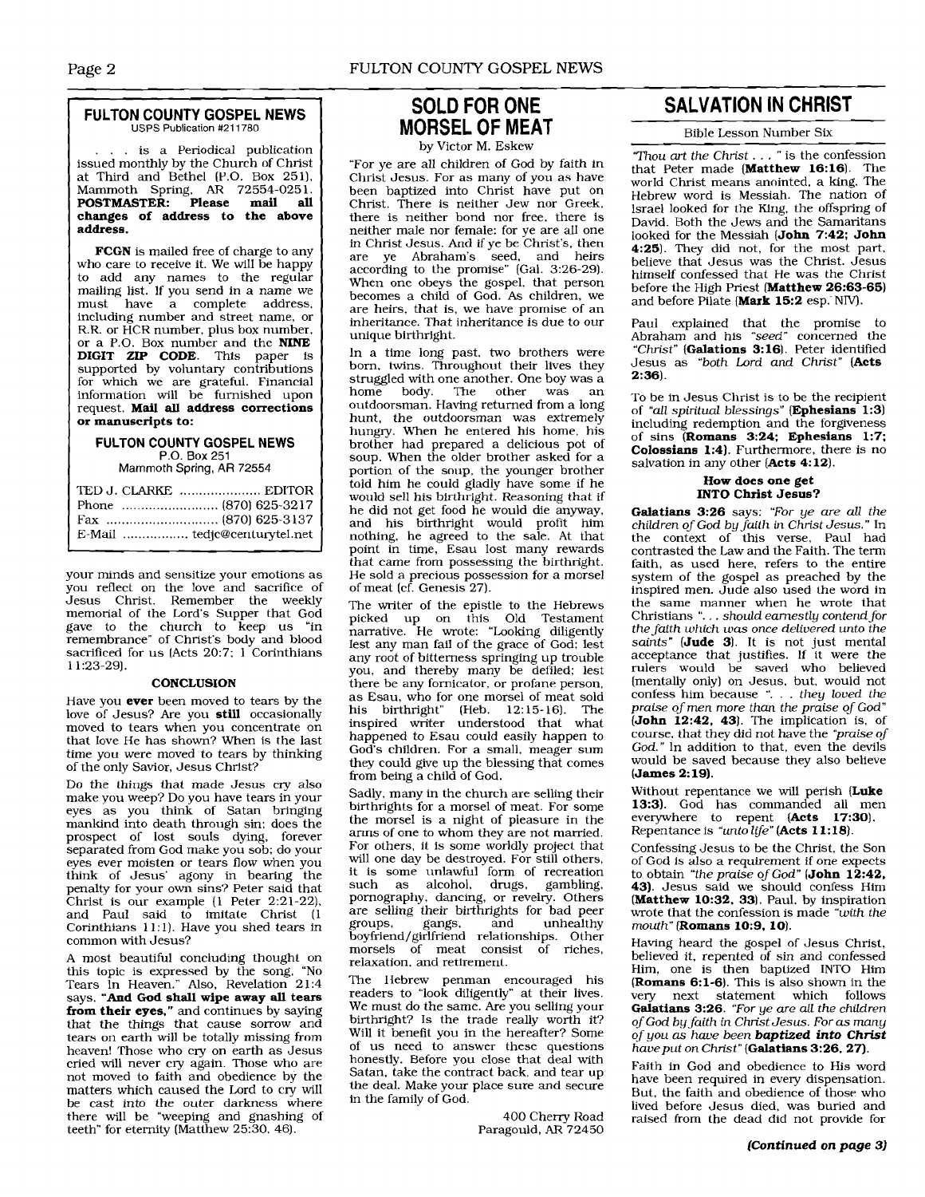## FULTON COUNTY GOSPEL NEWS

USPS Publication #211780

. . . is a Periodical publication issued monthly by the Church of Christ at Third and Bethel (P.O. Box 251), Mammoth Spring, AR 72554-0251. **POSTMASTER: Please mail all changes of address to the above address.**

**FCGN** is mailed free of charge to any who care to receive it. We will be happy to add any names to the regular mailing list. If you send in a name we must have a complete address, including number and street name, or R.R. or HCR number, plus box number, or a P.O. Box number and the **NINE DIGIT ZIP CODE**. This paper is supported by voluntary contributions for which we are grateful. Financial information will be furnished upon request. **Mail all address corrections or manuscripts to:**

**FULTON COUNTY GOSPEL NEWS**
P.O. Box 251
Mammoth Spring, AR 72554

TED J. CLARKE .................... EDITOR
Phone ........................ (870) 625-3217
Fax ............................ (870) 625-3137
E-Mail ................ tedjc@centurytel.net

your minds and sensitize your emotions as you reflect on the love and sacrifice of Jesus Christ. Remember the weekly memorial of the Lord's Supper that God gave to the church to keep us "in remembrance" of Christ's body and blood sacrificed for us (Acts 20:7; 1 Corinthians 11:23-29).

#### CONCLUSION

Have you **ever** been moved to tears by the love of Jesus? Are you **still** occasionally moved to tears when you concentrate on that love He has shown? When is the last time you were moved to tears by thinking of the only Savior, Jesus Christ?

Do the things that made Jesus cry also make you weep? Do you have tears in your eyes as you think of Satan bringing mankind into death through sin; does the prospect of lost souls dying, forever separated from God make you sob; do your eyes ever moisten or tears flow when you think of Jesus' agony in bearing the penalty for your own sins? Peter said that Christ is our example (1 Peter 2:21-22), and Paul said to imitate Christ (1 Corinthians 11:1). Have you shed tears in common with Jesus?

A most beautiful concluding thought on this topic is expressed by the song, "No Tears In Heaven." Also, Revelation 21:4 says, **"And God shall wipe away all tears from their eyes,"** and continues by saying that the things that cause sorrow and tears on earth will be totally missing from heaven! Those who cry on earth as Jesus cried will never cry again. Those who are not moved to faith and obedience by the matters which caused the Lord to cry will be cast into the outer darkness where there will be "weeping and gnashing of teeth" for eternity (Matthew 25:30, 46).

## SOLD FOR ONE MORSEL OF MEAT

by Victor M. Eskew

"For ye are all children of God by faith in Christ Jesus. For as many of you as have been baptized into Christ have put on Christ. There is neither Jew nor Greek, there is neither bond nor free, there is neither male nor female: for ye are all one in Christ Jesus. And if ye be Christ's, then are ye Abraham's seed, and heirs according to the promise" (Gal. 3:26-29). When one obeys the gospel, that person becomes a child of God. As children, we are heirs, that is, we have promise of an inheritance. That inheritance is due to our unique birthright.

In a time long past, two brothers were born, twins. Throughout their lives they struggled with one another. One boy was a home body. The other was an outdoorsman. Having returned from a long hunt, the outdoorsman was extremely hungry. When he entered his home, his brother had prepared a delicious pot of soup. When the older brother asked for a portion of the soup, the younger brother told him he could gladly have some if he would sell his birthright. Reasoning that if he did not get food he would die anyway, and his birthright would profit him nothing, he agreed to the sale. At that point in time, Esau lost many rewards that came from possessing the birthright. He sold a precious possession for a morsel of meat (cf. Genesis 27).

The writer of the epistle to the Hebrews picked up on this Old Testament narrative. He wrote: "Looking diligently lest any man fail of the grace of God; lest any root of bitterness springing up trouble you, and thereby many be defiled; lest there be any fornicator, or profane person, as Esau, who for one morsel of meat sold his birthright" (Heb. 12:15-16). The inspired writer understood that what happened to Esau could easily happen to God's children. For a small, meager sum they could give up the blessing that comes from being a child of God.

Sadly, many in the church are selling their birthrights for a morsel of meat. For some the morsel is a night of pleasure in the arms of one to whom they are not married. For others, it is some worldly project that will one day be destroyed. For still others, it is some unlawful form of recreation such as alcohol, drugs, gambling, pornography, dancing, or revelry. Others are selling their birthrights for bad peer groups, gangs, and unhealthy boyfriend/girlfriend relationships. Other morsels of meat consist of riches, relaxation, and retirement.

The Hebrew penman encouraged his readers to "look diligently" at their lives. We must do the same. Are you selling your birthright? Is the trade really worth it? Will it benefit you in the hereafter? Some of us need to answer these questions honestly. Before you close that deal with Satan, take the contract back, and tear up the deal. Make your place sure and secure in the family of God.

400 Cherry Road
Paragould, AR 72450

## SALVATION IN CHRIST

Bible Lesson Number Six

*"Thou art the Christ . . . "* is the confession that Peter made (**Matthew 16:16**). The world Christ means anointed, a king. The Hebrew word is Messiah. The nation of Israel looked for the King, the offspring of David. Both the Jews and the Samaritans looked for the Messiah (**John 7:42; John 4:25**). They did not, for the most part, believe that Jesus was the Christ. Jesus himself confessed that He was the Christ before the High Priest (**Matthew 26:63-65**) and before Pilate (**Mark 15:2** esp. NIV).

Paul explained that the promise to Abraham and his *"seed"* concerned the *"Christ"* (**Galatians 3:16**). Peter identified Jesus as *"both Lord and Christ"* (**Acts 2:36**).

To be in Jesus Christ is to be the recipient of *"all spiritual blessings"* (**Ephesians 1:3**) including redemption and the forgiveness of sins (**Romans 3:24; Ephesians 1:7; Colossians 1:4**). Furthermore, there is no salvation in any other (**Acts 4:12**).

#### How does one get INTO Christ Jesus?

**Galatians 3:26** says: *"For ye are all the children of God by faith in Christ Jesus."* In the context of this verse, Paul had contrasted the Law and the Faith. The term faith, as used here, refers to the entire system of the gospel as preached by the inspired men. Jude also used the word in the same manner when he wrote that Christians *". . . should earnestly contend for the faith which was once delivered unto the saints"* (**Jude 3**). It is not just mental acceptance that justifies. If it were the rulers would be saved who believed (mentally only) on Jesus, but, would not confess him because *". . . they loved the praise of men more than the praise of God"* (**John 12:42, 43**). The implication is, of course, that they did not have the *"praise of God."* In addition to that, even the devils would be saved because they also believe (**James 2:19**).

Without repentance we will perish (**Luke 13:3**). God has commanded all men everywhere to repent (**Acts 17:30**). Repentance is *"unto life"* (**Acts 11:18**).

Confessing Jesus to be the Christ, the Son of God is also a requirement if one expects to obtain *"the praise of God"* (**John 12:42, 43**). Jesus said we should confess Him (**Matthew 10:32, 33**). Paul, by inspiration wrote that the confession is made *"with the mouth"* (**Romans 10:9, 10**).

Having heard the gospel of Jesus Christ, believed it, repented of sin and confessed Him, one is then baptized INTO Him (**Romans 6:1-6**). This is also shown in the very next statement which follows **Galatians 3:26**. *"For ye are all the children of God by faith in Christ Jesus. For as many of you as have been **baptized into Christ** have put on Christ"* (**Galatians 3:26, 27**).

Faith in God and obedience to His word have been required in every dispensation. But, the faith and obedience of those who lived before Jesus died, was buried and raised from the dead did not provide for

***(Continued on page 3)***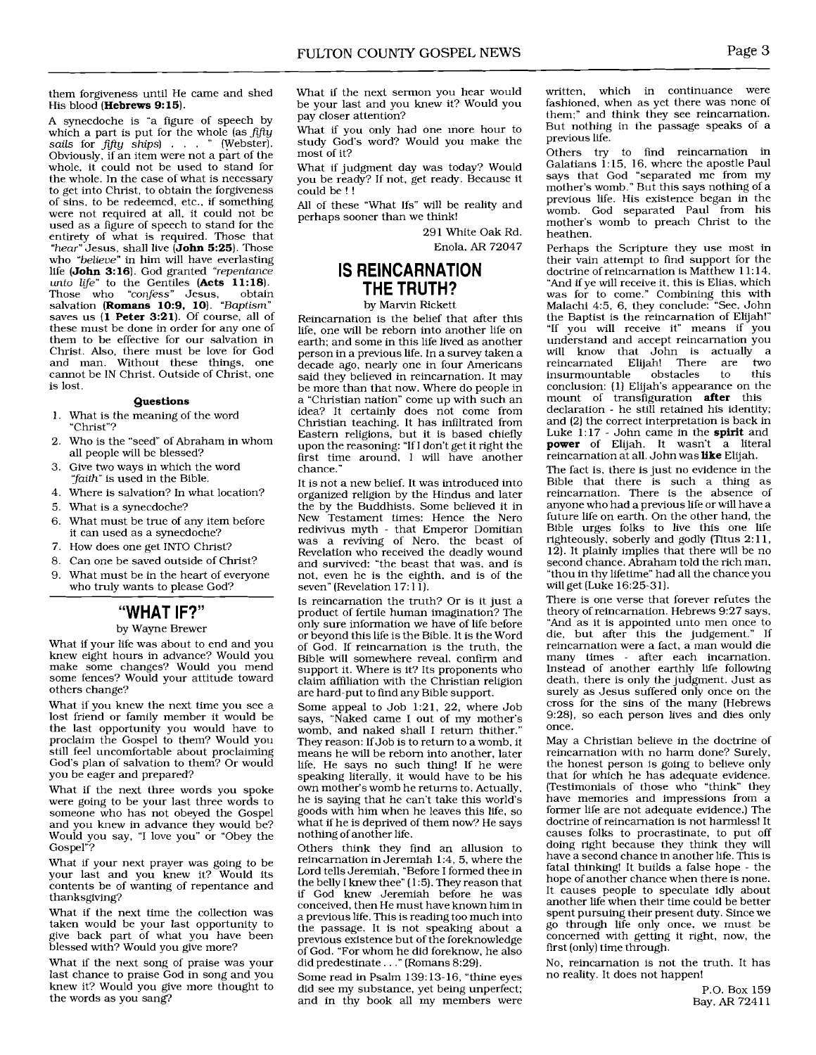them forgiveness until He came and shed His blood (**Hebrews 9:15**).

A synecdoche is "a figure of speech by which a part is put for the whole (as *fifty sails* for *fifty ships*) . . . " (Webster). Obviously, if an item were not a part of the whole, it could not be used to stand for the whole. In the case of what is necessary to get into Christ, to obtain the forgiveness of sins, to be redeemed, etc., if something were not required at all, it could not be used as a figure of speech to stand for the entirety of what is required. Those that *"hear"* Jesus, shall live (**John 5:25**). Those who *"believe"* in him will have everlasting life (**John 3:16**). God granted *"repentance unto life"* to the Gentiles (**Acts 11:18**). Those who *"confess"* Jesus, obtain salvation (**Romans 10:9, 10**). *"Baptism"* saves us (**1 Peter 3:21**). Of course, all of these must be done in order for any one of them to be effective for our salvation in Christ. Also, there must be love for God and man. Without these things, one cannot be IN Christ. Outside of Christ, one is lost.

**Questions**

1. What is the meaning of the word "Christ"?
2. Who is the "seed" of Abraham in whom all people will be blessed?
3. Give two ways in which the word *"faith"* is used in the Bible.
4. Where is salvation? In what location?
5. What is a synecdoche?
6. What must be true of any item before it can used as a synecdoche?
7. How does one get INTO Christ?
8. Can one be saved outside of Christ?
9. What must be in the heart of everyone who truly wants to please God?

## "WHAT IF?"

by Wayne Brewer

What if your life was about to end and you knew eight hours in advance? Would you make some changes? Would you mend some fences? Would your attitude toward others change?

What if you knew the next time you see a lost friend or family member it would be the last opportunity you would have to proclaim the Gospel to them? Would you still feel uncomfortable about proclaiming God's plan of salvation to them? Or would you be eager and prepared?

What if the next three words you spoke were going to be your last three words to someone who has not obeyed the Gospel and you knew in advance they would be? Would you say, "I love you" or "Obey the Gospel"?

What if your next prayer was going to be your last and you knew it? Would its contents be of wanting of repentance and thanksgiving?

What if the next time the collection was taken would be your last opportunity to give back part of what you have been blessed with? Would you give more?

What if the next song of praise was your last chance to praise God in song and you knew it? Would you give more thought to the words as you sang?

What if the next sermon you hear would be your last and you knew it? Would you pay closer attention?

What if you only had one more hour to study God's word? Would you make the most of it?

What if judgment day was today? Would you be ready? If not, get ready. Because it could be ! !

All of these "What Ifs" will be reality and perhaps sooner than we think!

291 White Oak Rd.
Enola, AR 72047

## IS REINCARNATION THE TRUTH?

by Marvin Rickett

Reincarnation is the belief that after this life, one will be reborn into another life on earth; and some in this life lived as another person in a previous life. In a survey taken a decade ago, nearly one in four Americans said they believed in reincarnation. It may be more than that now. Where do people in a "Christian nation" come up with such an idea? It certainly does not come from Christian teaching. It has infiltrated from Eastern religions, but it is based chiefly upon the reasoning: "If I don't get it right the first time around, I will have another chance."

It is not a new belief. It was introduced into organized religion by the Hindus and later the by the Buddhists. Some believed it in New Testament times: Hence the Nero redivivus myth - that Emperor Domitian was a reviving of Nero, the beast of Revelation who received the deadly wound and survived: "the beast that was, and is not, even he is the eighth, and is of the seven" (Revelation 17:11).

Is reincarnation the truth? Or is it just a product of fertile human imagination? The only sure information we have of life before or beyond this life is the Bible. It is the Word of God. If reincarnation is the truth, the Bible will somewhere reveal, confirm and support it. Where is it? Its proponents who claim affiliation with the Christian religion are hard-put to find any Bible support.

Some appeal to Job 1:21, 22, where Job says, "Naked came I out of my mother's womb, and naked shall I return thither." They reason: If Job is to return to a womb, it means he will be reborn into another, later life. He says no such thing! If he were speaking literally, it would have to be his own mother's womb he returns to. Actually, he is saying that he can't take this world's goods with him when he leaves this life, so what if he is deprived of them now? He says nothing of another life.

Others think they find an allusion to reincarnation in Jeremiah 1:4, 5, where the Lord tells Jeremiah, "Before I formed thee in the belly I knew thee" (1:5). They reason that if God knew Jeremiah before he was conceived, then He must have known him in a previous life. This is reading too much into the passage. It is not speaking about a previous existence but of the foreknowledge of God. "For whom he did foreknow, he also did predestinate . . ." (Romans 8:29).

Some read in Psalm 139:13-16, "thine eyes did see my substance, yet being unperfect; and in thy book all my members were written, which in continuance were fashioned, when as yet there was none of them;" and think they see reincarnation. But nothing in the passage speaks of a previous life.

Others try to find reincarnation in Galatians 1:15, 16, where the apostle Paul says that God "separated me from my mother's womb." But this says nothing of a previous life. His existence began in the womb. God separated Paul from his mother's womb to preach Christ to the heathen.

Perhaps the Scripture they use most in their vain attempt to find support for the doctrine of reincarnation is Matthew 11:14, "And if ye will receive it, this is Elias, which was for to come." Combining this with Malachi 4:5, 6, they conclude: "See, John the Baptist is the reincarnation of Elijah!" "If you will receive it" means if you understand and accept reincarnation you will know that John is actually a reincarnated Elijah! There are two insurmountable obstacles to this conclusion: (1) Elijah's appearance on the mount of transfiguration **after** this declaration - he still retained his identity; and (2) the correct interpretation is back in Luke 1:17 - John came in the **spirit** and **power** of Elijah. It wasn't a literal reincarnation at all. John was **like** Elijah.

The fact is, there is just no evidence in the Bible that there is such a thing as reincarnation. There is the absence of anyone who had a previous life or will have a future life on earth. On the other hand, the Bible urges folks to live this one life righteously, soberly and godly (Titus 2:11, 12). It plainly implies that there will be no second chance. Abraham told the rich man, "thou in thy lifetime" had all the chance you will get (Luke 16:25-31).

There is one verse that forever refutes the theory of reincarnation. Hebrews 9:27 says, "And as it is appointed unto men once to die, but after this the judgement." If reincarnation were a fact, a man would die many times - after each incarnation. Instead of another earthly life following death, there is only the judgment. Just as surely as Jesus suffered only once on the cross for the sins of the many (Hebrews 9:28), so each person lives and dies only once.

May a Christian believe in the doctrine of reincarnation with no harm done? Surely, the honest person is going to believe only that for which he has adequate evidence. (Testimonials of those who "think" they have memories and impressions from a former life are not adequate evidence.) The doctrine of reincarnation is not harmless! It causes folks to procrastinate, to put off doing right because they think they will have a second chance in another life. This is fatal thinking! It builds a false hope - the hope of another chance when there is none. It causes people to speculate idly about another life when their time could be better spent pursuing their present duty. Since we go through life only once, we must be concerned with getting it right, now, the first (only) time through.

No, reincarnation is not the truth. It has no reality. It does not happen!

P.O. Box 159
Bay, AR 72411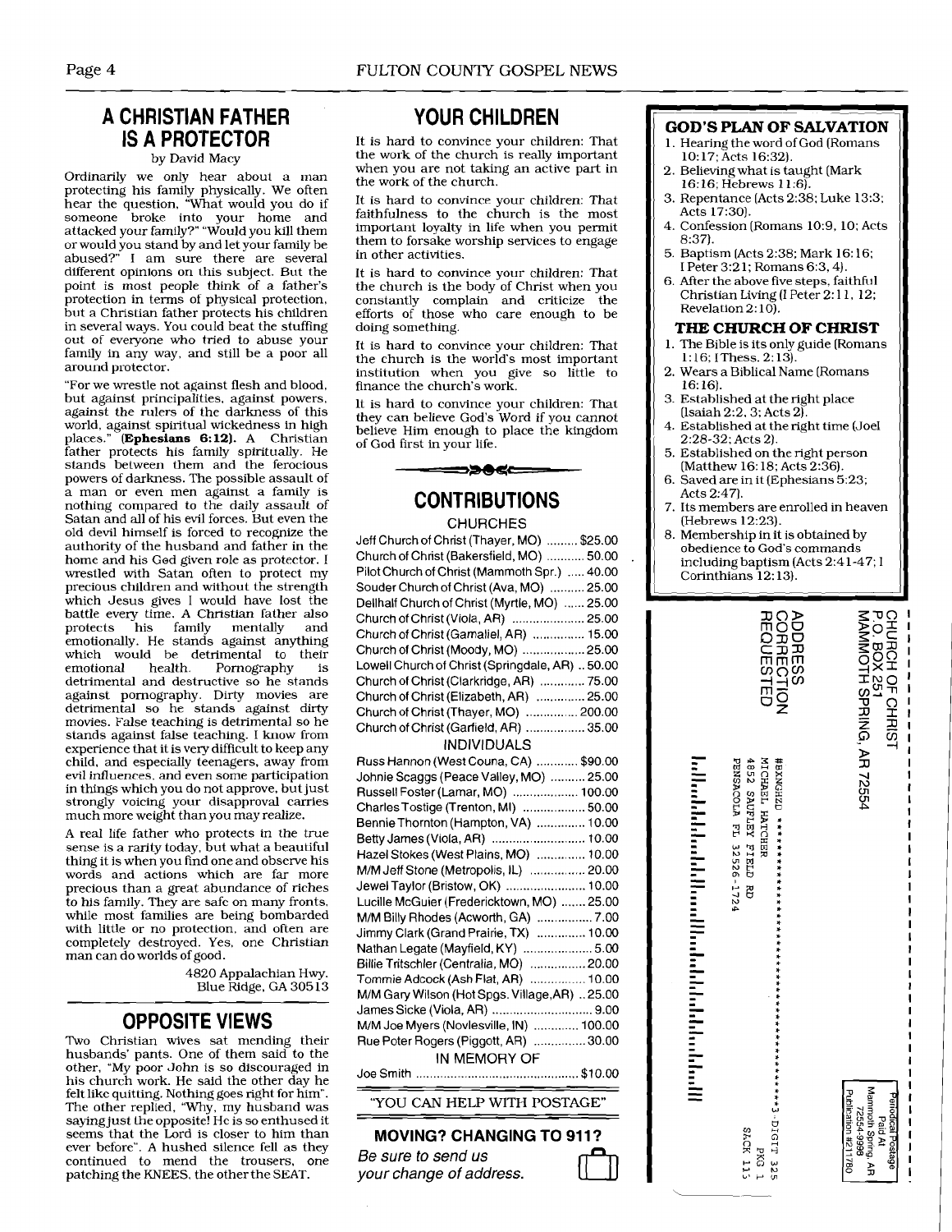## A CHRISTIAN FATHER IS A PROTECTOR

by David Macy

Ordinarily we only hear about a man protecting his family physically. We often hear the question, "What would you do if someone broke into your home and attacked your family?" "Would you kill them or would you stand by and let your family be abused?" I am sure there are several different opinions on this subject. But the point is most people think of a father's protection in terms of physical protection, but a Christian father protects his children in several ways. You could beat the stuffing out of everyone who tried to abuse your family in any way, and still be a poor all around protector.

"For we wrestle not against flesh and blood, but against principalities, against powers, against the rulers of the darkness of this world, against spiritual wickedness in high places." **(Ephesians 6:12).** A Christian father protects his family spiritually. He stands between them and the ferocious powers of darkness. The possible assault of a man or even men against a family is nothing compared to the daily assault of Satan and all of his evil forces. But even the old devil himself is forced to recognize the authority of the husband and father in the home and his God given role as protector. I wrestled with Satan often to protect my precious children and without the strength which Jesus gives I would have lost the battle every time. A Christian father also protects his family mentally and emotionally. He stands against anything which would be detrimental to their emotional health. Pornography is detrimental and destructive so he stands against pornography. Dirty movies are detrimental so he stands against dirty movies. False teaching is detrimental so he stands against false teaching. I know from experience that it is very difficult to keep any child, and especially teenagers, away from evil influences, and even some participation in things which you do not approve, but just strongly voicing your disapproval carries much more weight than you may realize.

A real life father who protects in the true sense is a rarity today, but what a beautiful thing it is when you find one and observe his words and actions which are far more precious than a great abundance of riches to his family. They are safe on many fronts, while most families are being bombarded with little or no protection, and often are completely destroyed. Yes, one Christian man can do worlds of good.

4820 Appalachian Hwy.
Blue Ridge, GA 30513

## OPPOSITE VIEWS

Two Christian wives sat mending their husbands' pants. One of them said to the other, "My poor John is so discouraged in his church work. He said the other day he felt like quitting. Nothing goes right for him". The other replied, "Why, my husband was saying just the opposite! He is so enthused it seems that the Lord is closer to him than ever before". A hushed silence fell as they continued to mend the trousers, one patching the KNEES, the other the SEAT.

## YOUR CHILDREN

It is hard to convince your children: That the work of the church is really important when you are not taking an active part in the work of the church.

It is hard to convince your children: That faithfulness to the church is the most important loyalty in life when you permit them to forsake worship services to engage in other activities.

It is hard to convince your children: That the church is the body of Christ when you constantly complain and criticize the efforts of those who care enough to be doing something.

It is hard to convince your children: That the church is the world's most important institution when you give so little to finance the church's work.

It is hard to convince your children: That they can believe God's Word if you cannot believe Him enough to place the kingdom of God first in your life.

## CONTRIBUTIONS

### CHURCHES

Jeff Church of Christ (Thayer, MO) ......... $25.00
Church of Christ (Bakersfield, MO) ........... 50.00
Pilot Church of Christ (Mammoth Spr.) ..... 40.00
Souder Church of Christ (Ava, MO) .......... 25.00
Dellhalf Church of Christ (Myrtle, MO) ...... 25.00
Church of Christ (Viola, AR) ..................... 25.00
Church of Christ (Gamaliel, AR) ............... 15.00
Church of Christ (Moody, MO) .................. 25.00
Lowell Church of Christ (Springdale, AR) .. 50.00
Church of Christ (Clarkridge, AR) ............ 75.00
Church of Christ (Elizabeth, AR) .............. 25.00
Church of Christ (Thayer, MO) .............. 200.00
Church of Christ (Garfield, AR) ................. 35.00

### INDIVIDUALS

Russ Hannon (West Couna, CA) ............ $90.00
Johnie Scaggs (Peace Valley, MO) .......... 25.00
Russell Foster (Lamar, MO) ................... 100.00
Charles Tostige (Trenton, MI) .................. 50.00
Bennie Thornton (Hampton, VA) .............. 10.00
Betty James (Viola, AR) ........................... 10.00
Hazel Stokes (West Plains, MO) .............. 10.00
M/M Jeff Stone (Metropolis, IL) ................ 20.00
Jewel Taylor (Bristow, OK) ....................... 10.00
Lucille McGuier (Fredericktown, MO) ....... 25.00
M/M Billy Rhodes (Acworth, GA) ................ 7.00
Jimmy Clark (Grand Prairie, TX) .............. 10.00
Nathan Legate (Mayfield, KY) ..................... 5.00
Billie Tritschler (Centralia, MO) ................ 20.00
Tommie Adcock (Ash Flat, AR) ................ 10.00
M/M Gary Wilson (Hot Spgs. Village, AR) .. 25.00
James Sicke (Viola, AR) ............................. 9.00
M/M Joe Myers (Novlesville, IN) ............. 100.00
Rue Poter Rogers (Piggott, AR) ............... 30.00

### IN MEMORY OF

Joe Smith ............................................... $10.00

"YOU CAN HELP WITH POSTAGE"

**MOVING? CHANGING TO 911?**

*Be sure to send us your change of address.*

### GOD'S PLAN OF SALVATION

1. Hearing the word of God (Romans 10:17; Acts 16:32).
2. Believing what is taught (Mark 16:16; Hebrews 11:6).
3. Repentance (Acts 2:38; Luke 13:3; Acts 17:30).
4. Confession (Romans 10:9, 10; Acts 8:37).
5. Baptism (Acts 2:38; Mark 16:16; I Peter 3:21; Romans 6:3, 4).
6. After the above five steps, faithful Christian Living (I Peter 2:11, 12; Revelation 2:10).

### THE CHURCH OF CHRIST

1. The Bible is its only guide (Romans 1:16; I Thess. 2:13).
2. Wears a Biblical Name (Romans 16:16).
3. Established at the right place (Isaiah 2:2, 3; Acts 2).
4. Established at the right time (Joel 2:28-32; Acts 2).
5. Established on the right person (Matthew 16:18; Acts 2:36).
6. Saved are in it (Ephesians 5:23; Acts 2:47).
7. Its members are enrolled in heaven (Hebrews 12:23).
8. Membership in it is obtained by obedience to God's commands including baptism (Acts 2:41-47; 1 Corinthians 12:13).

CHURCH OF CHRIST
P.O. BOX 251
MAMMOTH SPRING, AR 72554

ADDRESS CORRECTION REQUESTED

#BXNGHZD ****************************3-DIGIT 325
MICHAEL HATCHER PKG 1
4852 SAUFLEY FIELD RD SACK 115
PENSACOLA FL 32526-1724

Periodical Postage Paid At Mammoth Spring, AR 72554-9998 Publication #211780